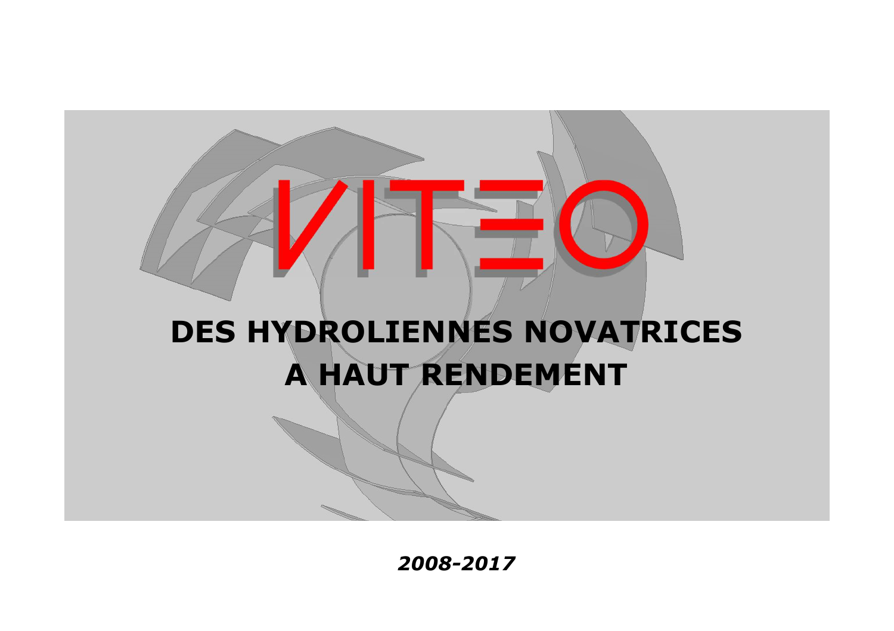# VITEO

## DES HYDROLIENNES NOVATRICES A HAUT RENDEMENT

***2008-2017***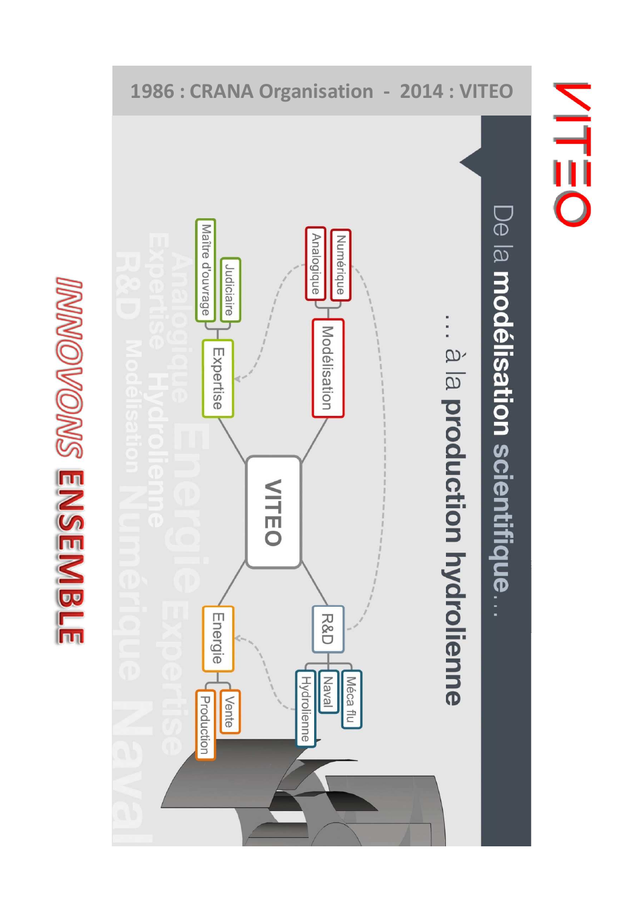# VITEO

## 1986 : CRANA Organisation - 2014 : VITEO

De la **modélisation scientifique**…

… à la **production hydrolienne**

- VITEO
  - Modélisation
    - Numérique
    - Analogique
  - R&D
    - Méca flu
    - Naval
    - Hydrolienne
  - Expertise
    - Judiciaire
    - Maître d'ouvrage
  - Energie
    - Vente
    - Production

*INNOVONS* **ENSEMBLE**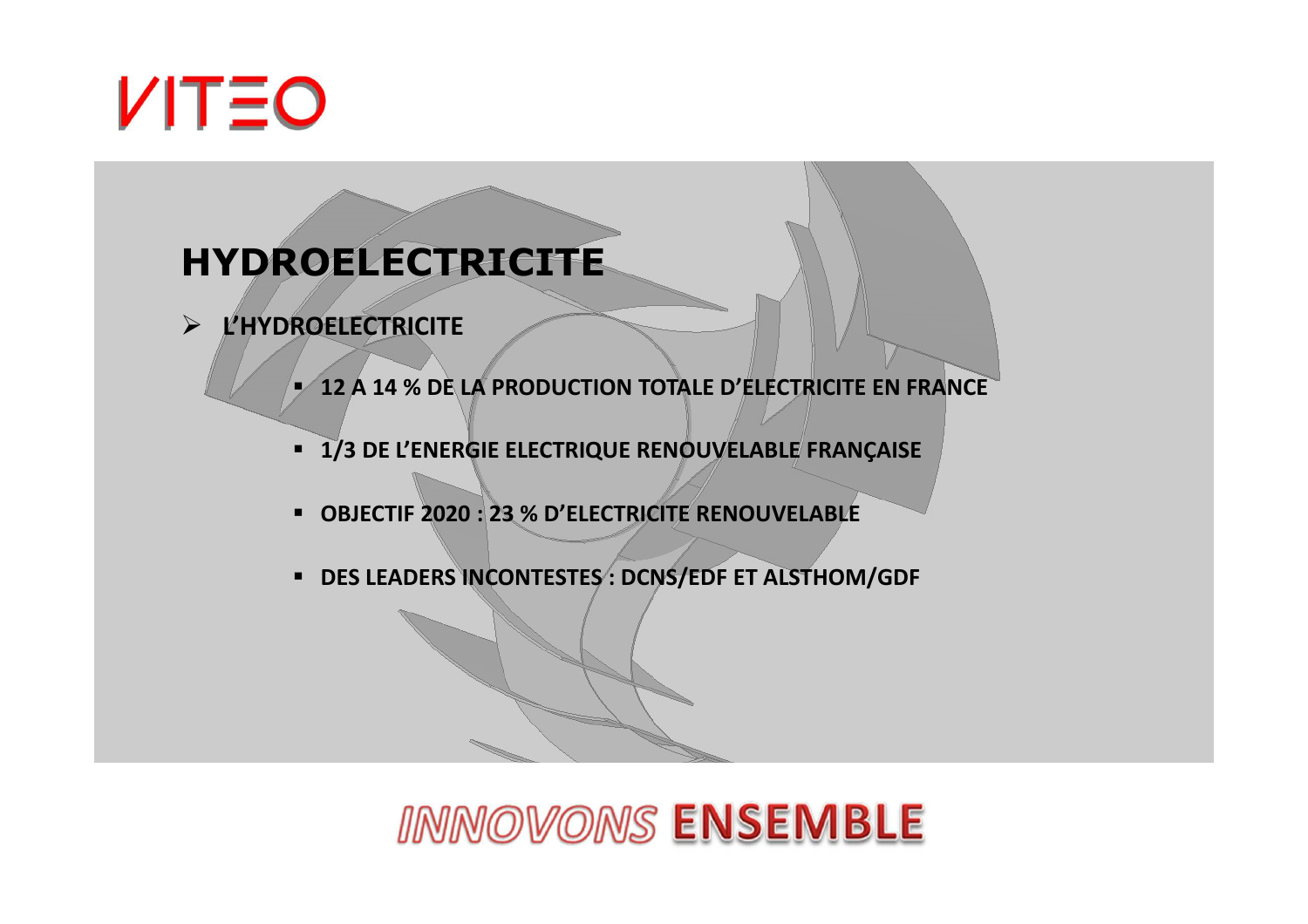# HYDROELECTRICITE

- **L'HYDROELECTRICITE**
  - **12 A 14 % DE LA PRODUCTION TOTALE D'ELECTRICITE EN FRANCE**
  - **1/3 DE L'ENERGIE ELECTRIQUE RENOUVELABLE FRANÇAISE**
  - **OBJECTIF 2020 : 23 % D'ELECTRICITE RENOUVELABLE**
  - **DES LEADERS INCONTESTES : DCNS/EDF ET ALSTHOM/GDF**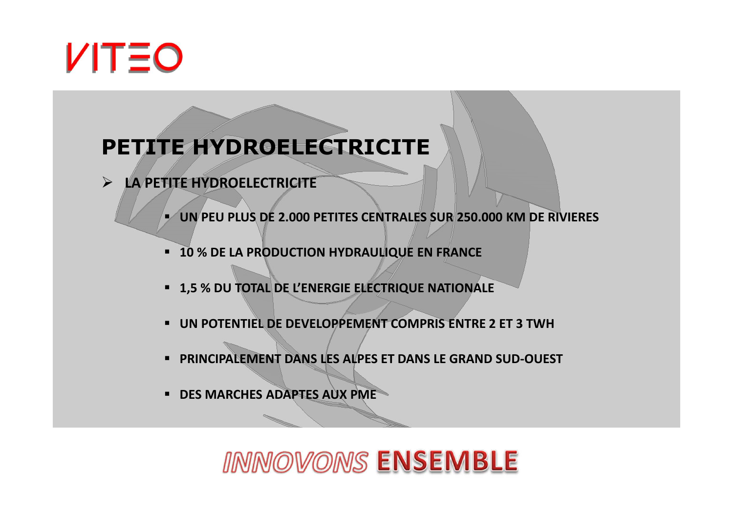# PETITE HYDROELECTRICITE

- **LA PETITE HYDROELECTRICITE**
  - **UN PEU PLUS DE 2.000 PETITES CENTRALES SUR 250.000 KM DE RIVIERES**
  - **10 % DE LA PRODUCTION HYDRAULIQUE EN FRANCE**
  - **1,5 % DU TOTAL DE L'ENERGIE ELECTRIQUE NATIONALE**
  - **UN POTENTIEL DE DEVELOPPEMENT COMPRIS ENTRE 2 ET 3 TWH**
  - **PRINCIPALEMENT DANS LES ALPES ET DANS LE GRAND SUD-OUEST**
  - **DES MARCHES ADAPTES AUX PME**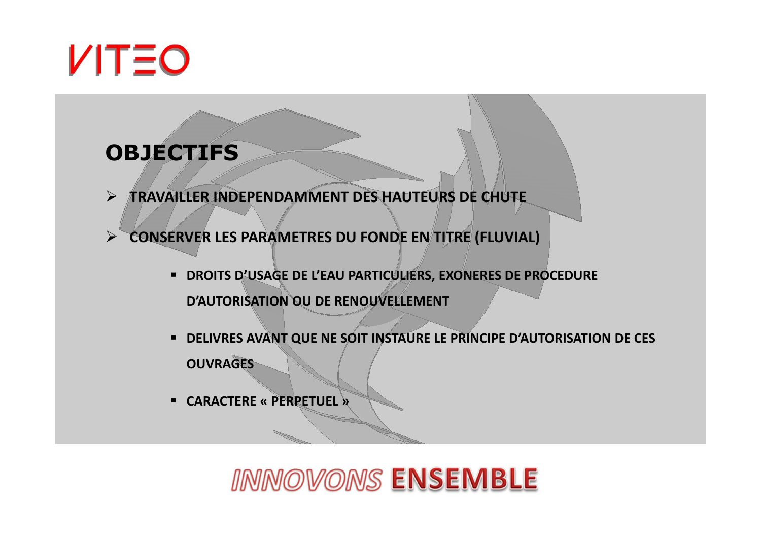# OBJECTIFS

- TRAVAILLER INDEPENDAMMENT DES HAUTEURS DE CHUTE
- CONSERVER LES PARAMETRES DU FONDE EN TITRE (FLUVIAL)
  - DROITS D'USAGE DE L'EAU PARTICULIERS, EXONERES DE PROCEDURE D'AUTORISATION OU DE RENOUVELLEMENT
  - DELIVRES AVANT QUE NE SOIT INSTAURE LE PRINCIPE D'AUTORISATION DE CES OUVRAGES
  - CARACTERE « PERPETUEL »

INNOVONS **ENSEMBLE**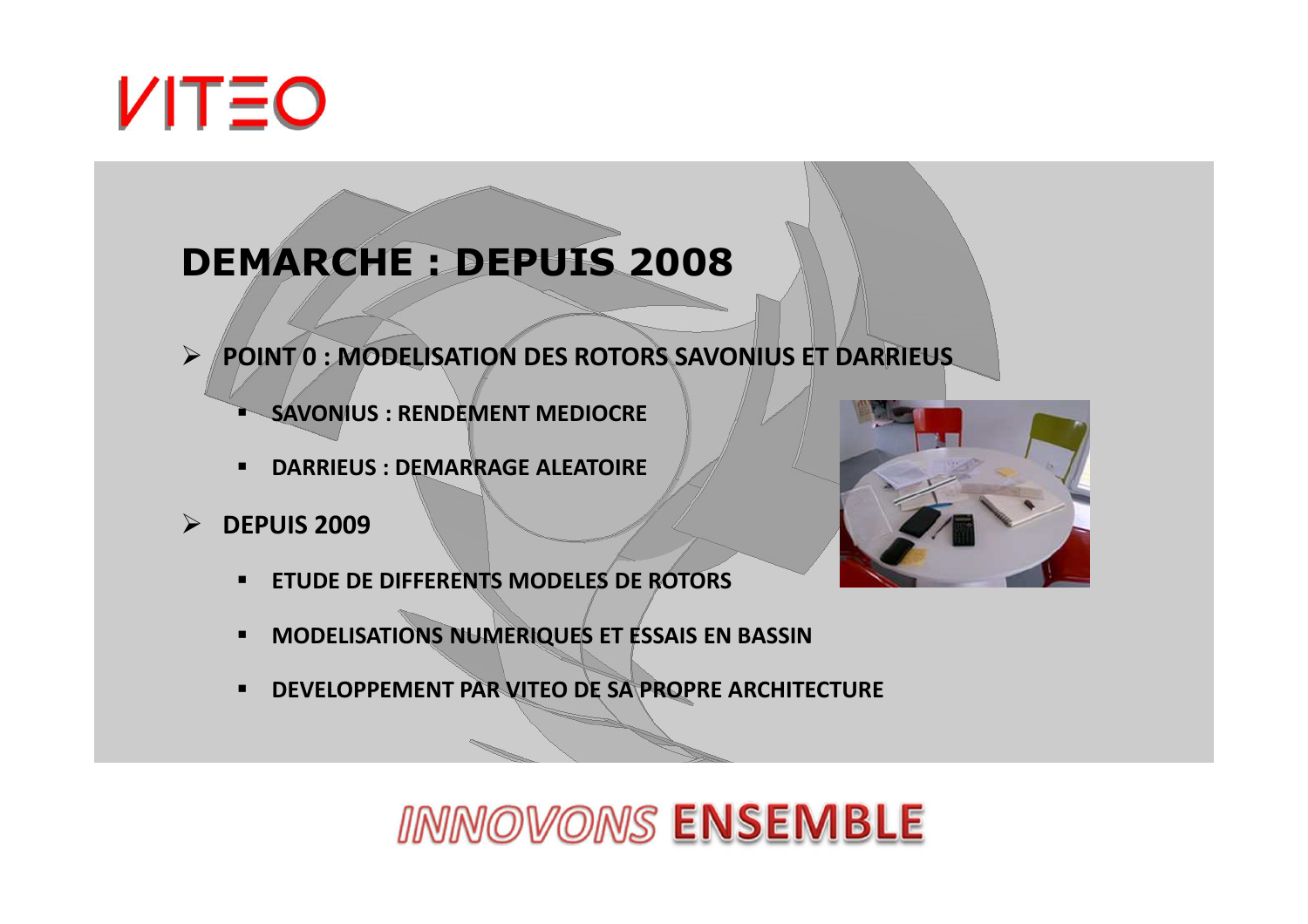VITEO

## DEMARCHE : DEPUIS 2008

- **POINT 0 : MODELISATION DES ROTORS SAVONIUS ET DARRIEUS**
  - **SAVONIUS : RENDEMENT MEDIOCRE**
  - **DARRIEUS : DEMARRAGE ALEATOIRE**
- **DEPUIS 2009**
  - **ETUDE DE DIFFERENTS MODELES DE ROTORS**
  - **MODELISATIONS NUMERIQUES ET ESSAIS EN BASSIN**
  - **DEVELOPPEMENT PAR VITEO DE SA PROPRE ARCHITECTURE**

*INNOVONS* **ENSEMBLE**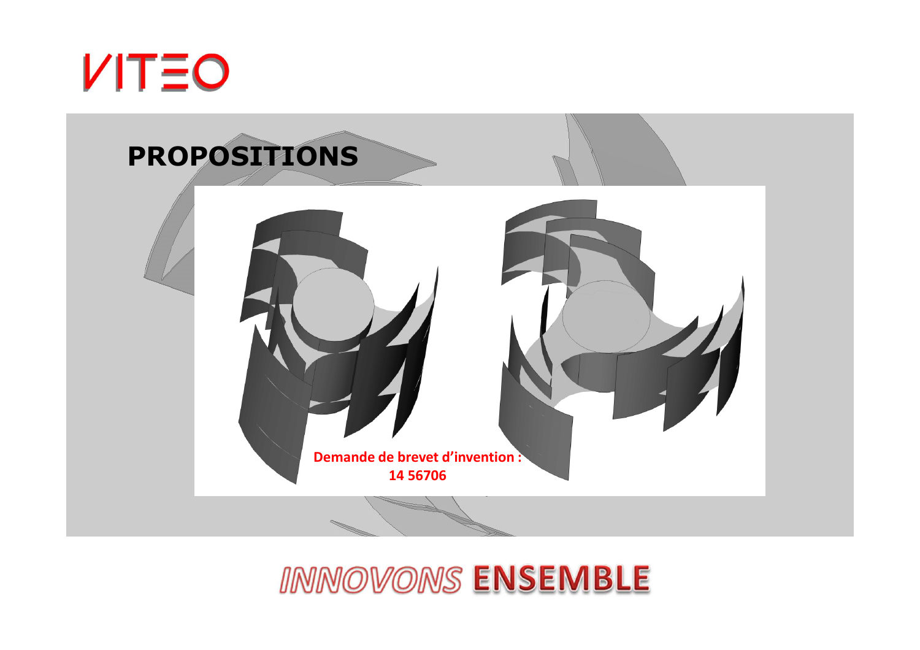VITEO

# PROPOSITIONS

**Demande de brevet d'invention : 14 56706**

INNOVONS **ENSEMBLE**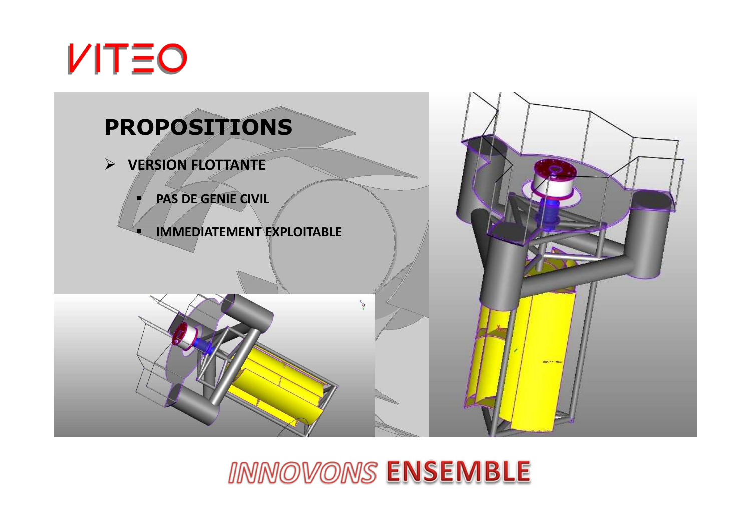# PROPOSITIONS

- **VERSION FLOTTANTE**
  - **PAS DE GENIE CIVIL**
  - **IMMEDIATEMENT EXPLOITABLE**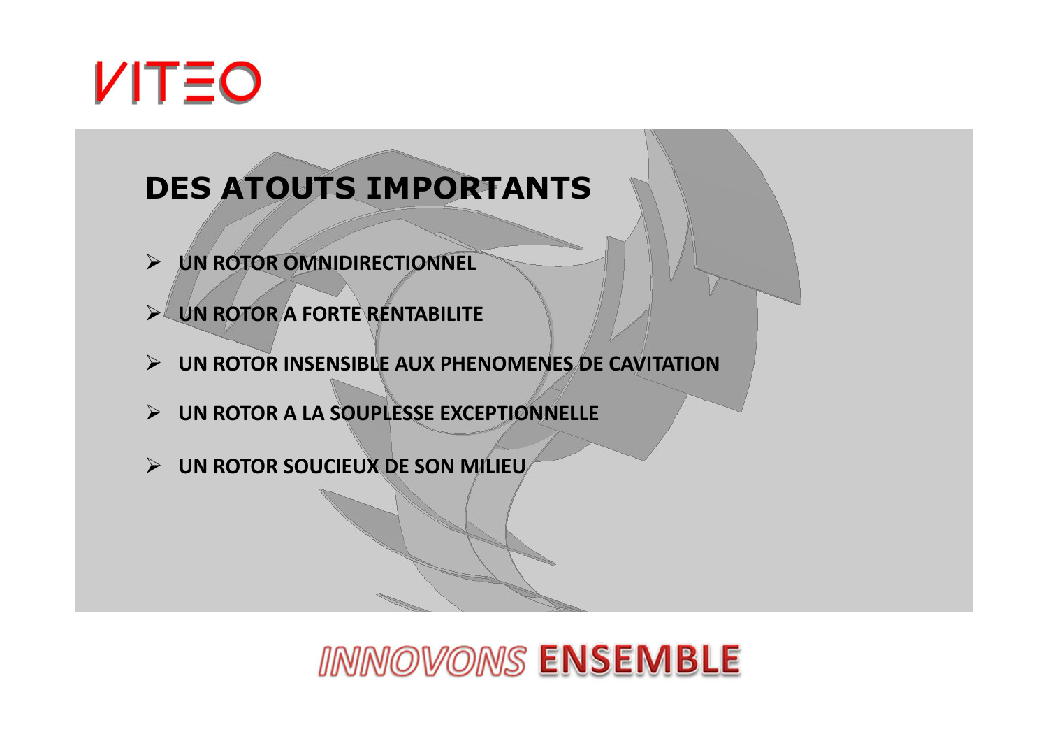VITEO

## DES ATOUTS IMPORTANTS

- **UN ROTOR OMNIDIRECTIONNEL**
- **UN ROTOR A FORTE RENTABILITE**
- **UN ROTOR INSENSIBLE AUX PHENOMENES DE CAVITATION**
- **UN ROTOR A LA SOUPLESSE EXCEPTIONNELLE**
- **UN ROTOR SOUCIEUX DE SON MILIEU**

*INNOVONS* **ENSEMBLE**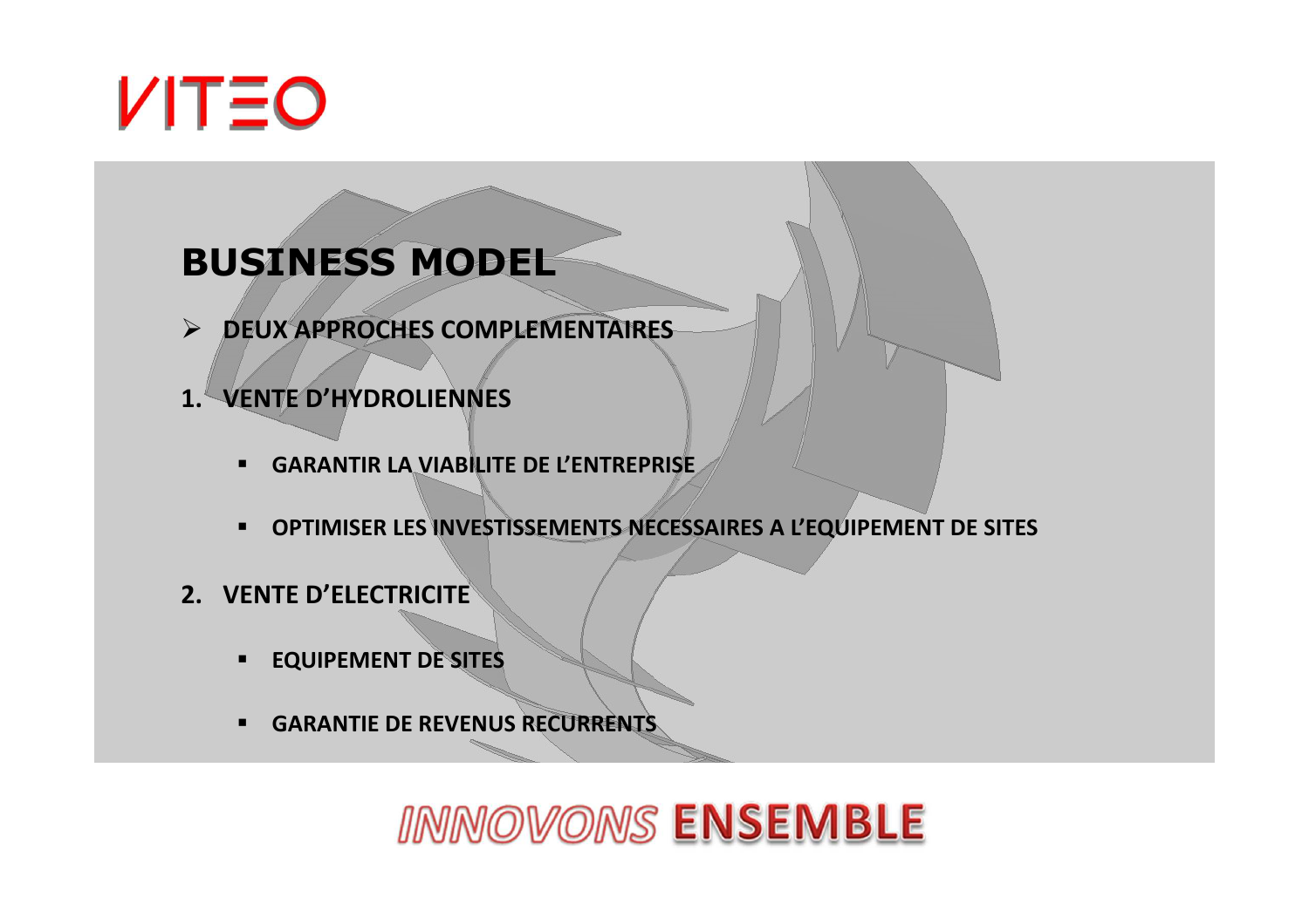VITEO

# BUSINESS MODEL

- **DEUX APPROCHES COMPLEMENTAIRES**

1. **VENTE D'HYDROLIENNES**
   - **GARANTIR LA VIABILITE DE L'ENTREPRISE**
   - **OPTIMISER LES INVESTISSEMENTS NECESSAIRES A L'EQUIPEMENT DE SITES**
2. **VENTE D'ELECTRICITE**
   - **EQUIPEMENT DE SITES**
   - **GARANTIE DE REVENUS RECURRENTS**

*INNOVONS* **ENSEMBLE**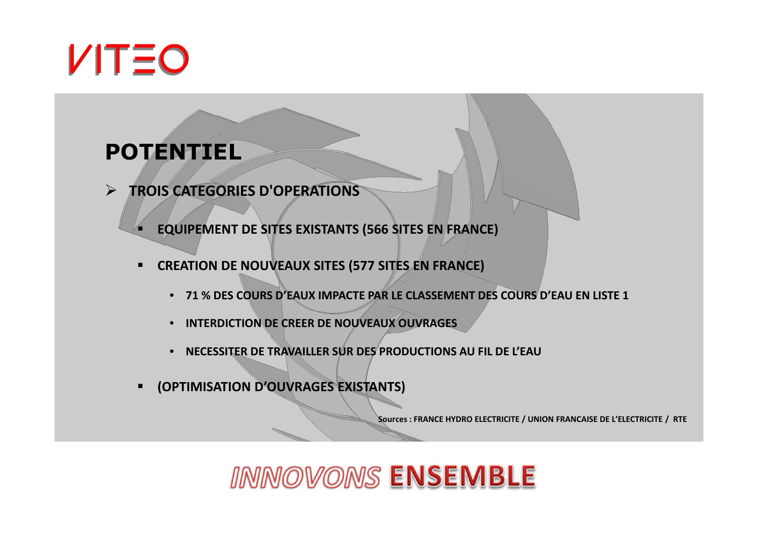VITEO

# POTENTIEL

- **TROIS CATEGORIES D'OPERATIONS**
  - **EQUIPEMENT DE SITES EXISTANTS (566 SITES EN FRANCE)**
  - **CREATION DE NOUVEAUX SITES (577 SITES EN FRANCE)**
    - **71 % DES COURS D'EAUX IMPACTE PAR LE CLASSEMENT DES COURS D'EAU EN LISTE 1**
    - **INTERDICTION DE CREER DE NOUVEAUX OUVRAGES**
    - **NECESSITER DE TRAVAILLER SUR DES PRODUCTIONS AU FIL DE L'EAU**
  - **(OPTIMISATION D'OUVRAGES EXISTANTS)**

**Sources : FRANCE HYDRO ELECTRICITE / UNION FRANCAISE DE L'ELECTRICITE / RTE**

*INNOVONS* **ENSEMBLE**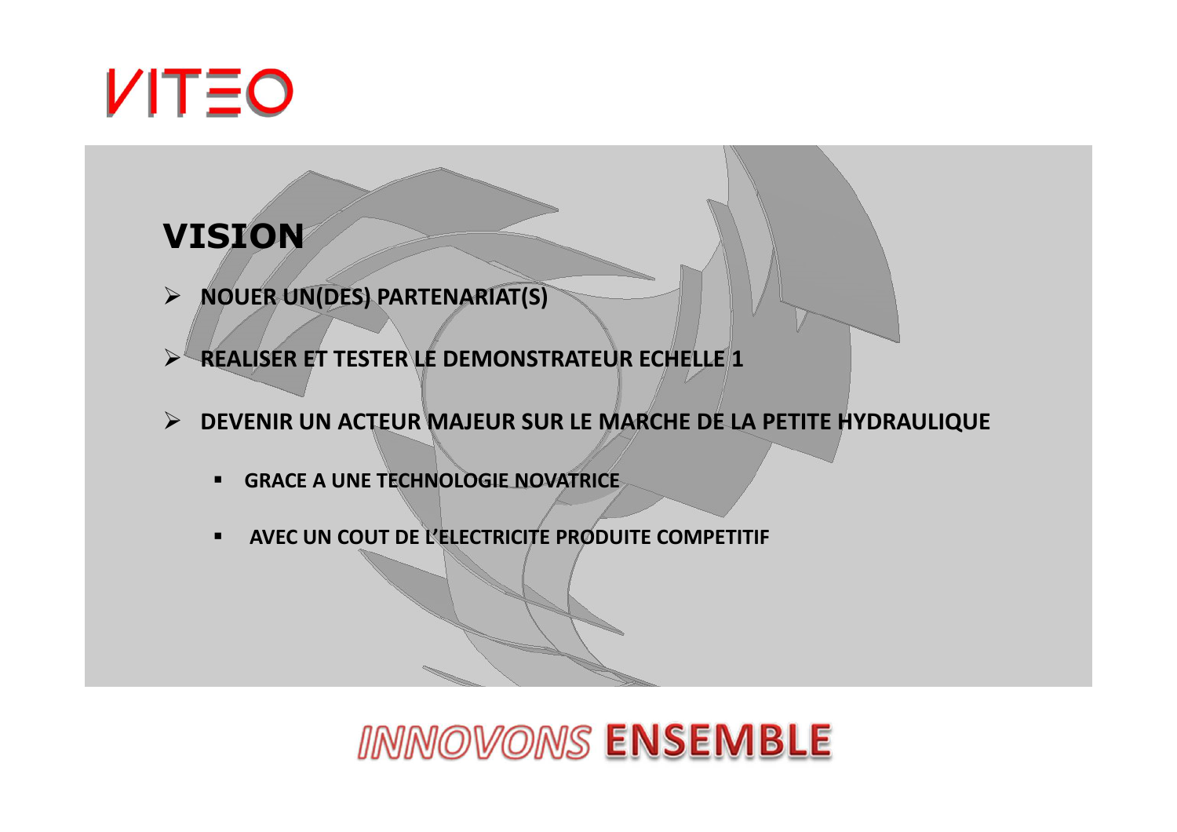VITEO

## VISION

- **NOUER UN(DES) PARTENARIAT(S)**
- **REALISER ET TESTER LE DEMONSTRATEUR ECHELLE 1**
- **DEVENIR UN ACTEUR MAJEUR SUR LE MARCHE DE LA PETITE HYDRAULIQUE**
  - **GRACE A UNE TECHNOLOGIE NOVATRICE**
  - **AVEC UN COUT DE L'ELECTRICITE PRODUITE COMPETITIF**

*INNOVONS* **ENSEMBLE**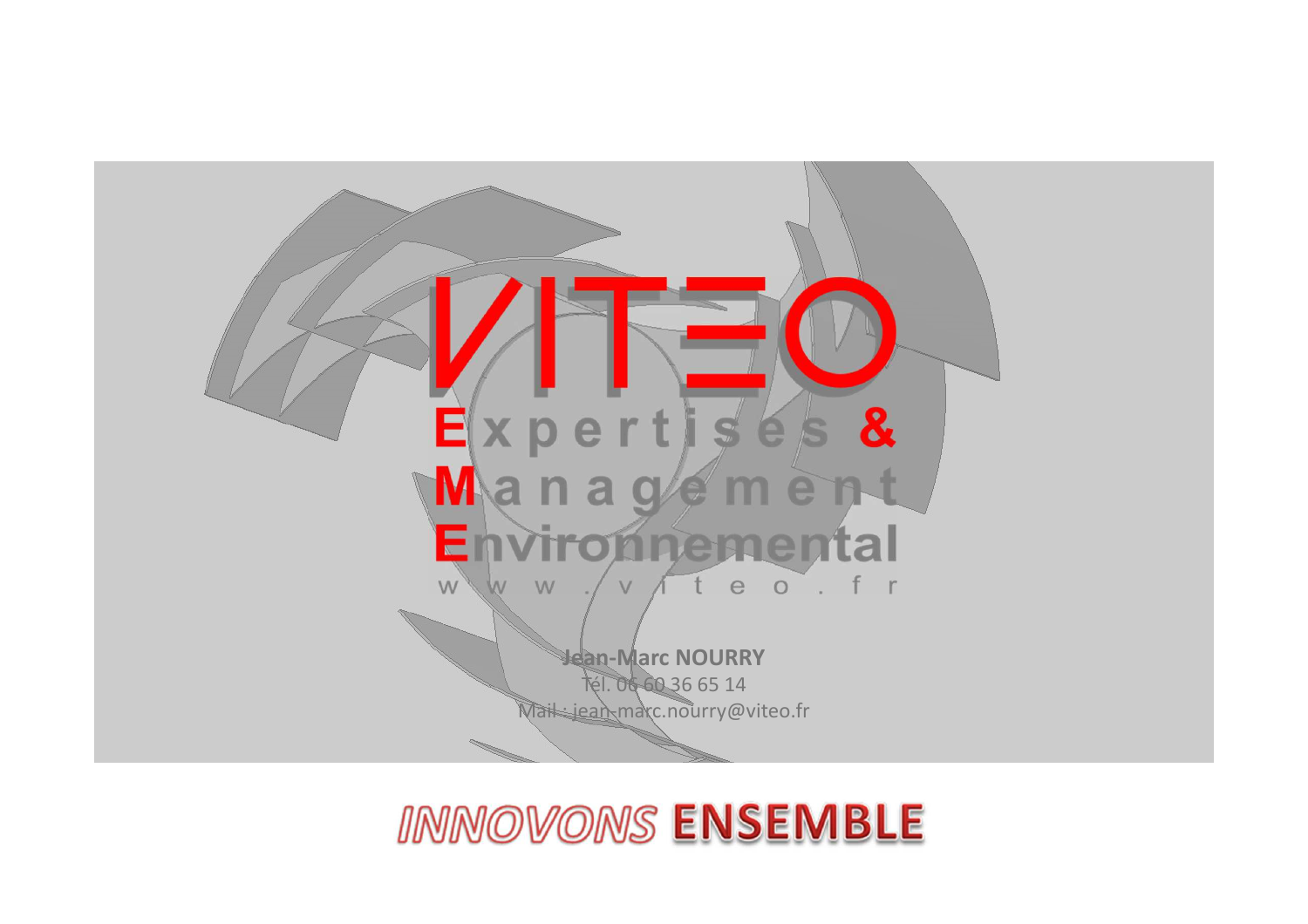# VITEO

**E**xpertises &
**M**anagement
**E**nvironnemental

www.viteo.fr

**Jean-Marc NOURRY**
Tél. 06 60 36 65 14
Mail : jean-marc.nourry@viteo.fr

*INNOVONS* **ENSEMBLE**